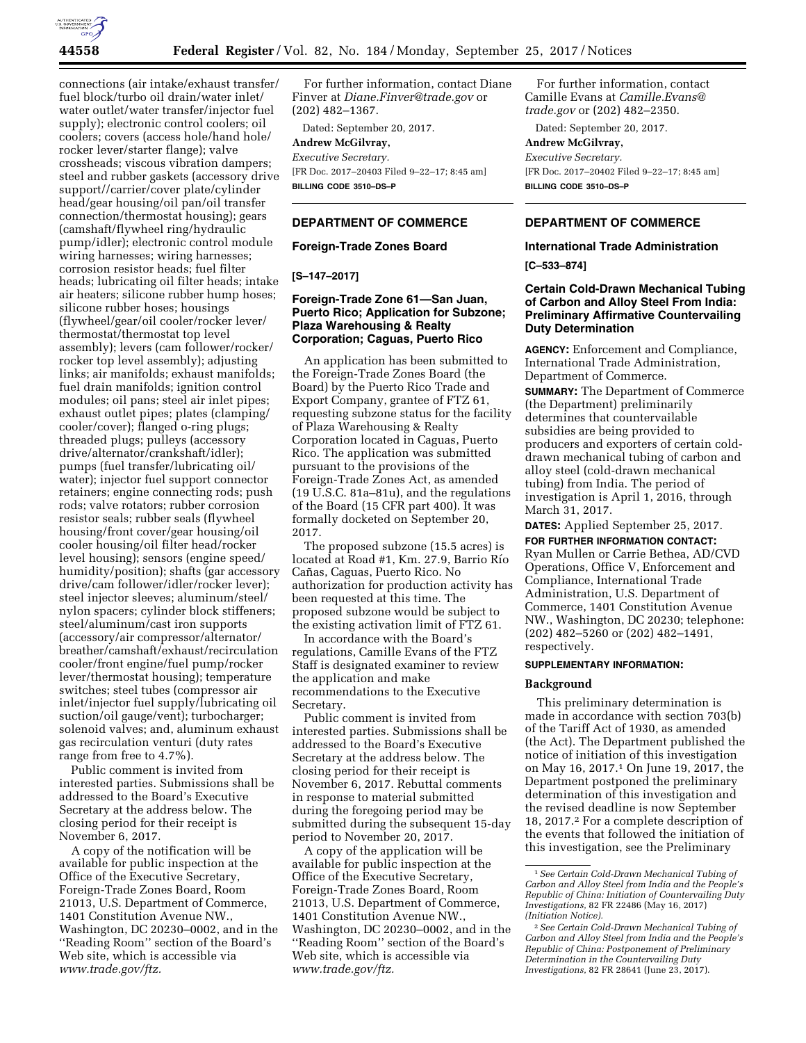connections (air intake/exhaust transfer/fuel block/turbo oil drain/water inlet/water outlet/water transfer/injector fuel supply); electronic control coolers; oil coolers; covers (access hole/hand hole/rocker lever/starter flange); valve crossheads; viscous vibration dampers; steel and rubber gaskets (accessory drive support//carrier/cover plate/cylinder head/gear housing/oil pan/oil transfer connection/thermostat housing); gears (camshaft/flywheel ring/hydraulic pump/idler); electronic control module wiring harnesses; wiring harnesses; corrosion resistor heads; fuel filter heads; lubricating oil filter heads; intake air heaters; silicone rubber hump hoses; silicone rubber hoses; housings (flywheel/gear/oil cooler/rocker lever/thermostat/thermostat top level assembly); levers (cam follower/rocker/rocker top level assembly); adjusting links; air manifolds; exhaust manifolds; fuel drain manifolds; ignition control modules; oil pans; steel air inlet pipes; exhaust outlet pipes; plates (clamping/cooler/cover); flanged o-ring plugs; threaded plugs; pulleys (accessory drive/alternator/crankshaft/idler); pumps (fuel transfer/lubricating oil/water); injector fuel support connector retainers; engine connecting rods; push rods; valve rotators; rubber corrosion resistor seals; rubber seals (flywheel housing/front cover/gear housing/oil cooler housing/oil filter head/rocker level housing); sensors (engine speed/humidity/position); shafts (gear accessory drive/cam follower/idler/rocker lever); steel injector sleeves; aluminum/steel/nylon spacers; cylinder block stiffeners; steel/aluminum/cast iron supports (accessory/air compressor/alternator/breather/camshaft/exhaust/recirculation cooler/front engine/fuel pump/rocker lever/thermostat housing); temperature switches; steel tubes (compressor air inlet/injector fuel supply/lubricating oil suction/oil gauge/vent); turbocharger; solenoid valves; and, aluminum exhaust gas recirculation venturi (duty rates range from free to 4.7%).

Public comment is invited from interested parties. Submissions shall be addressed to the Board's Executive Secretary at the address below. The closing period for their receipt is November 6, 2017.

A copy of the notification will be available for public inspection at the Office of the Executive Secretary, Foreign-Trade Zones Board, Room 21013, U.S. Department of Commerce, 1401 Constitution Avenue NW., Washington, DC 20230–0002, and in the ''Reading Room'' section of the Board's Web site, which is accessible via *www.trade.gov/ftz.*

For further information, contact Diane Finver at *Diane.Finver@trade.gov* or (202) 482–1367.

Dated: September 20, 2017.

**Andrew McGilvray,**

*Executive Secretary.*

[FR Doc. 2017–20403 Filed 9–22–17; 8:45 am]

**BILLING CODE 3510–DS–P**

## DEPARTMENT OF COMMERCE

### Foreign-Trade Zones Board

**[S–147–2017]**

### Foreign-Trade Zone 61—San Juan, Puerto Rico; Application for Subzone; Plaza Warehousing & Realty Corporation; Caguas, Puerto Rico

An application has been submitted to the Foreign-Trade Zones Board (the Board) by the Puerto Rico Trade and Export Company, grantee of FTZ 61, requesting subzone status for the facility of Plaza Warehousing & Realty Corporation located in Caguas, Puerto Rico. The application was submitted pursuant to the provisions of the Foreign-Trade Zones Act, as amended (19 U.S.C. 81a–81u), and the regulations of the Board (15 CFR part 400). It was formally docketed on September 20, 2017.

The proposed subzone (15.5 acres) is located at Road #1, Km. 27.9, Barrio Río Cañas, Caguas, Puerto Rico. No authorization for production activity has been requested at this time. The proposed subzone would be subject to the existing activation limit of FTZ 61.

In accordance with the Board's regulations, Camille Evans of the FTZ Staff is designated examiner to review the application and make recommendations to the Executive Secretary.

Public comment is invited from interested parties. Submissions shall be addressed to the Board's Executive Secretary at the address below. The closing period for their receipt is November 6, 2017. Rebuttal comments in response to material submitted during the foregoing period may be submitted during the subsequent 15-day period to November 20, 2017.

A copy of the application will be available for public inspection at the Office of the Executive Secretary, Foreign-Trade Zones Board, Room 21013, U.S. Department of Commerce, 1401 Constitution Avenue NW., Washington, DC 20230–0002, and in the ''Reading Room'' section of the Board's Web site, which is accessible via *www.trade.gov/ftz.*

For further information, contact Camille Evans at *Camille.Evans@trade.gov* or (202) 482–2350.

Dated: September 20, 2017.

**Andrew McGilvray,**

*Executive Secretary.*

[FR Doc. 2017–20402 Filed 9–22–17; 8:45 am]

**BILLING CODE 3510–DS–P**

## DEPARTMENT OF COMMERCE

### International Trade Administration

**[C–533–874]**

### Certain Cold-Drawn Mechanical Tubing of Carbon and Alloy Steel From India: Preliminary Affirmative Countervailing Duty Determination

**AGENCY:** Enforcement and Compliance, International Trade Administration, Department of Commerce.

**SUMMARY:** The Department of Commerce (the Department) preliminarily determines that countervailable subsidies are being provided to producers and exporters of certain cold-drawn mechanical tubing of carbon and alloy steel (cold-drawn mechanical tubing) from India. The period of investigation is April 1, 2016, through March 31, 2017.

**DATES:** Applied September 25, 2017.

**FOR FURTHER INFORMATION CONTACT:** Ryan Mullen or Carrie Bethea, AD/CVD Operations, Office V, Enforcement and Compliance, International Trade Administration, U.S. Department of Commerce, 1401 Constitution Avenue NW., Washington, DC 20230; telephone: (202) 482–5260 or (202) 482–1491, respectively.

**SUPPLEMENTARY INFORMATION:**

#### Background

This preliminary determination is made in accordance with section 703(b) of the Tariff Act of 1930, as amended (the Act). The Department published the notice of initiation of this investigation on May 16, 2017.[1] On June 19, 2017, the Department postponed the preliminary determination of this investigation and the revised deadline is now September 18, 2017.[2] For a complete description of the events that followed the initiation of this investigation, see the Preliminary

[1] *See Certain Cold-Drawn Mechanical Tubing of Carbon and Alloy Steel from India and the People's Republic of China: Initiation of Countervailing Duty Investigations,* 82 FR 22486 (May 16, 2017) *(Initiation Notice).*

[2] *See Certain Cold-Drawn Mechanical Tubing of Carbon and Alloy Steel from India and the People's Republic of China: Postponement of Preliminary Determination in the Countervailing Duty Investigations,* 82 FR 28641 (June 23, 2017).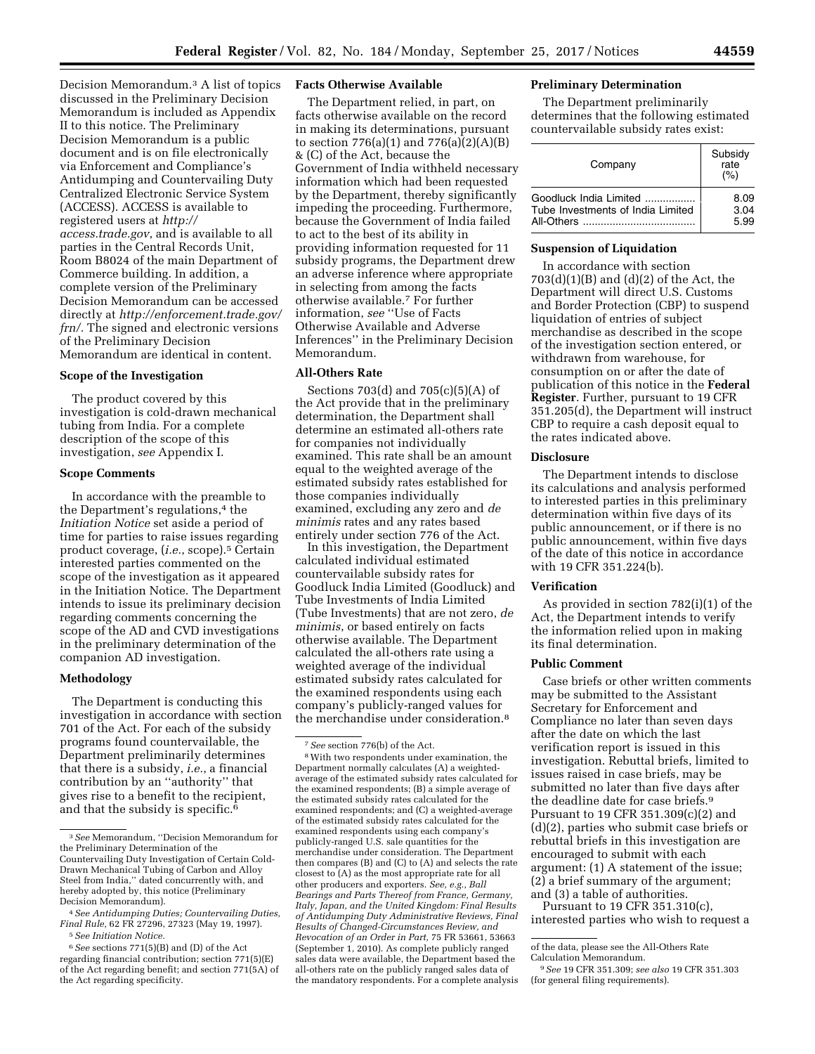Decision Memorandum.[3] A list of topics discussed in the Preliminary Decision Memorandum is included as Appendix II to this notice. The Preliminary Decision Memorandum is a public document and is on file electronically via Enforcement and Compliance's Antidumping and Countervailing Duty Centralized Electronic Service System (ACCESS). ACCESS is available to registered users at *http://access.trade.gov*, and is available to all parties in the Central Records Unit, Room B8024 of the main Department of Commerce building. In addition, a complete version of the Preliminary Decision Memorandum can be accessed directly at *http://enforcement.trade.gov/frn/*. The signed and electronic versions of the Preliminary Decision Memorandum are identical in content.

## Scope of the Investigation

The product covered by this investigation is cold-drawn mechanical tubing from India. For a complete description of the scope of this investigation, *see* Appendix I.

## Scope Comments

In accordance with the preamble to the Department's regulations,[4] the *Initiation Notice* set aside a period of time for parties to raise issues regarding product coverage, (*i.e.*, scope).[5] Certain interested parties commented on the scope of the investigation as it appeared in the Initiation Notice. The Department intends to issue its preliminary decision regarding comments concerning the scope of the AD and CVD investigations in the preliminary determination of the companion AD investigation.

## Methodology

The Department is conducting this investigation in accordance with section 701 of the Act. For each of the subsidy programs found countervailable, the Department preliminarily determines that there is a subsidy, *i.e.*, a financial contribution by an ''authority'' that gives rise to a benefit to the recipient, and that the subsidy is specific.[6]

## Facts Otherwise Available

The Department relied, in part, on facts otherwise available on the record in making its determinations, pursuant to section 776(a)(1) and 776(a)(2)(A)(B) & (C) of the Act, because the Government of India withheld necessary information which had been requested by the Department, thereby significantly impeding the proceeding. Furthermore, because the Government of India failed to act to the best of its ability in providing information requested for 11 subsidy programs, the Department drew an adverse inference where appropriate in selecting from among the facts otherwise available.[7] For further information, *see* ''Use of Facts Otherwise Available and Adverse Inferences'' in the Preliminary Decision Memorandum.

## All-Others Rate

Sections 703(d) and 705(c)(5)(A) of the Act provide that in the preliminary determination, the Department shall determine an estimated all-others rate for companies not individually examined. This rate shall be an amount equal to the weighted average of the estimated subsidy rates established for those companies individually examined, excluding any zero and *de minimis* rates and any rates based entirely under section 776 of the Act.

In this investigation, the Department calculated individual estimated countervailable subsidy rates for Goodluck India Limited (Goodluck) and Tube Investments of India Limited (Tube Investments) that are not zero, *de minimis*, or based entirely on facts otherwise available. The Department calculated the all-others rate using a weighted average of the individual estimated subsidy rates calculated for the examined respondents using each company's publicly-ranged values for the merchandise under consideration.[8]

## Preliminary Determination

The Department preliminarily determines that the following estimated countervailable subsidy rates exist:

| Company | Subsidy rate (%) |
|---|---|
| Goodluck India Limited | 8.09 |
| Tube Investments of India Limited | 3.04 |
| All-Others | 5.99 |

## Suspension of Liquidation

In accordance with section 703(d)(1)(B) and (d)(2) of the Act, the Department will direct U.S. Customs and Border Protection (CBP) to suspend liquidation of entries of subject merchandise as described in the scope of the investigation section entered, or withdrawn from warehouse, for consumption on or after the date of publication of this notice in the **Federal Register**. Further, pursuant to 19 CFR 351.205(d), the Department will instruct CBP to require a cash deposit equal to the rates indicated above.

## Disclosure

The Department intends to disclose its calculations and analysis performed to interested parties in this preliminary determination within five days of its public announcement, or if there is no public announcement, within five days of the date of this notice in accordance with 19 CFR 351.224(b).

## Verification

As provided in section 782(i)(1) of the Act, the Department intends to verify the information relied upon in making its final determination.

## Public Comment

Case briefs or other written comments may be submitted to the Assistant Secretary for Enforcement and Compliance no later than seven days after the date on which the last verification report is issued in this investigation. Rebuttal briefs, limited to issues raised in case briefs, may be submitted no later than five days after the deadline date for case briefs.[9] Pursuant to 19 CFR 351.309(c)(2) and (d)(2), parties who submit case briefs or rebuttal briefs in this investigation are encouraged to submit with each argument: (1) A statement of the issue; (2) a brief summary of the argument; and (3) a table of authorities.

Pursuant to 19 CFR 351.310(c), interested parties who wish to request a

---

[3] *See* Memorandum, ''Decision Memorandum for the Preliminary Determination of the Countervailing Duty Investigation of Certain Cold-Drawn Mechanical Tubing of Carbon and Alloy Steel from India,'' dated concurrently with, and hereby adopted by, this notice (Preliminary Decision Memorandum).

[4] *See Antidumping Duties; Countervailing Duties, Final Rule*, 62 FR 27296, 27323 (May 19, 1997).

[5] *See Initiation Notice*.

[6] *See* sections 771(5)(B) and (D) of the Act regarding financial contribution; section 771(5)(E) of the Act regarding benefit; and section 771(5A) of the Act regarding specificity.

[7] *See* section 776(b) of the Act.

[8] With two respondents under examination, the Department normally calculates (A) a weighted-average of the estimated subsidy rates calculated for the examined respondents; (B) a simple average of the estimated subsidy rates calculated for the examined respondents; and (C) a weighted-average of the estimated subsidy rates calculated for the examined respondents using each company's publicly-ranged U.S. sale quantities for the merchandise under consideration. The Department then compares (B) and (C) to (A) and selects the rate closest to (A) as the most appropriate rate for all other producers and exporters. *See, e.g., Ball Bearings and Parts Thereof from France, Germany, Italy, Japan, and the United Kingdom: Final Results of Antidumping Duty Administrative Reviews, Final Results of Changed-Circumstances Review, and Revocation of an Order in Part,* 75 FR 53661, 53663 (September 1, 2010). As complete publicly ranged sales data were available, the Department based the all-others rate on the publicly ranged sales data of the mandatory respondents. For a complete analysis of the data, please see the All-Others Rate Calculation Memorandum.

[9] *See* 19 CFR 351.309; *see also* 19 CFR 351.303 (for general filing requirements).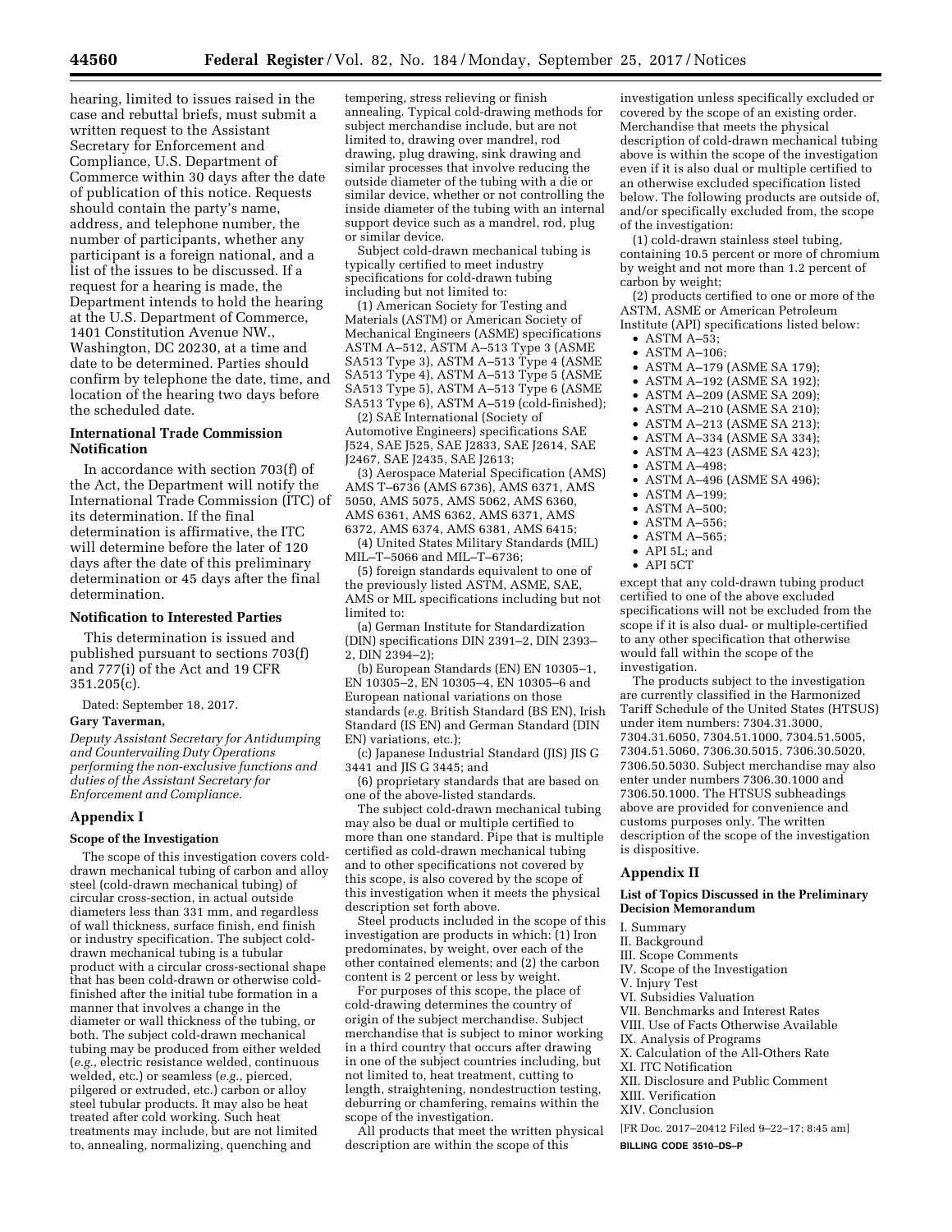hearing, limited to issues raised in the case and rebuttal briefs, must submit a written request to the Assistant Secretary for Enforcement and Compliance, U.S. Department of Commerce within 30 days after the date of publication of this notice. Requests should contain the party's name, address, and telephone number, the number of participants, whether any participant is a foreign national, and a list of the issues to be discussed. If a request for a hearing is made, the Department intends to hold the hearing at the U.S. Department of Commerce, 1401 Constitution Avenue NW., Washington, DC 20230, at a time and date to be determined. Parties should confirm by telephone the date, time, and location of the hearing two days before the scheduled date.

## International Trade Commission Notification

In accordance with section 703(f) of the Act, the Department will notify the International Trade Commission (ITC) of its determination. If the final determination is affirmative, the ITC will determine before the later of 120 days after the date of this preliminary determination or 45 days after the final determination.

## Notification to Interested Parties

This determination is issued and published pursuant to sections 703(f) and 777(i) of the Act and 19 CFR 351.205(c).

Dated: September 18, 2017.

**Gary Taverman,**

*Deputy Assistant Secretary for Antidumping and Countervailing Duty Operations performing the non-exclusive functions and duties of the Assistant Secretary for Enforcement and Compliance.*

## Appendix I

### Scope of the Investigation

The scope of this investigation covers cold-drawn mechanical tubing of carbon and alloy steel (cold-drawn mechanical tubing) of circular cross-section, in actual outside diameters less than 331 mm, and regardless of wall thickness, surface finish, end finish or industry specification. The subject cold-drawn mechanical tubing is a tubular product with a circular cross-sectional shape that has been cold-drawn or otherwise cold-finished after the initial tube formation in a manner that involves a change in the diameter or wall thickness of the tubing, or both. The subject cold-drawn mechanical tubing may be produced from either welded (*e.g.*, electric resistance welded, continuous welded, etc.) or seamless (*e.g.*, pierced, pilgered or extruded, etc.) carbon or alloy steel tubular products. It may also be heat treated after cold working. Such heat treatments may include, but are not limited to, annealing, normalizing, quenching and tempering, stress relieving or finish annealing. Typical cold-drawing methods for subject merchandise include, but are not limited to, drawing over mandrel, rod drawing, plug drawing, sink drawing and similar processes that involve reducing the outside diameter of the tubing with a die or similar device, whether or not controlling the inside diameter of the tubing with an internal support device such as a mandrel, rod, plug or similar device.

Subject cold-drawn mechanical tubing is typically certified to meet industry specifications for cold-drawn tubing including but not limited to:

(1) American Society for Testing and Materials (ASTM) or American Society of Mechanical Engineers (ASME) specifications ASTM A–512, ASTM A–513 Type 3 (ASME SA513 Type 3), ASTM A–513 Type 4 (ASME SA513 Type 4), ASTM A–513 Type 5 (ASME SA513 Type 5), ASTM A–513 Type 6 (ASME SA513 Type 6), ASTM A–519 (cold-finished);

(2) SAE International (Society of Automotive Engineers) specifications SAE J524, SAE J525, SAE J2833, SAE J2614, SAE J2467, SAE J2435, SAE J2613;

(3) Aerospace Material Specification (AMS) AMS T–6736 (AMS 6736), AMS 6371, AMS 5050, AMS 5075, AMS 5062, AMS 6360, AMS 6361, AMS 6362, AMS 6371, AMS 6372, AMS 6374, AMS 6381, AMS 6415;

(4) United States Military Standards (MIL) MIL–T–5066 and MIL–T–6736;

(5) foreign standards equivalent to one of the previously listed ASTM, ASME, SAE, AMS or MIL specifications including but not limited to:

(a) German Institute for Standardization (DIN) specifications DIN 2391–2, DIN 2393–2, DIN 2394–2);

(b) European Standards (EN) EN 10305–1, EN 10305–2, EN 10305–4, EN 10305–6 and European national variations on those standards (*e.g.* British Standard (BS EN), Irish Standard (IS EN) and German Standard (DIN EN) variations, etc.);

(c) Japanese Industrial Standard (JIS) JIS G 3441 and JIS G 3445; and

(6) proprietary standards that are based on one of the above-listed standards.

The subject cold-drawn mechanical tubing may also be dual or multiple certified to more than one standard. Pipe that is multiple certified as cold-drawn mechanical tubing and to other specifications not covered by this scope, is also covered by the scope of this investigation when it meets the physical description set forth above.

Steel products included in the scope of this investigation are products in which: (1) Iron predominates, by weight, over each of the other contained elements; and (2) the carbon content is 2 percent or less by weight.

For purposes of this scope, the place of cold-drawing determines the country of origin of the subject merchandise. Subject merchandise that is subject to minor working in a third country that occurs after drawing in one of the subject countries including, but not limited to, heat treatment, cutting to length, straightening, nondestruction testing, deburring or chamfering, remains within the scope of the investigation.

All products that meet the written physical description are within the scope of this investigation unless specifically excluded or covered by the scope of an existing order. Merchandise that meets the physical description of cold-drawn mechanical tubing above is within the scope of the investigation even if it is also dual or multiple certified to an otherwise excluded specification listed below. The following products are outside of, and/or specifically excluded from, the scope of the investigation:

(1) cold-drawn stainless steel tubing, containing 10.5 percent or more of chromium by weight and not more than 1.2 percent of carbon by weight;

(2) products certified to one or more of the ASTM, ASME or American Petroleum Institute (API) specifications listed below:

- ASTM A–53;
- ASTM A–106;
- ASTM A–179 (ASME SA 179);
- ASTM A–192 (ASME SA 192);
- ASTM A–209 (ASME SA 209);
- ASTM A–210 (ASME SA 210);
- ASTM A–213 (ASME SA 213);
- ASTM A–334 (ASME SA 334);
- ASTM A–423 (ASME SA 423);
- ASTM A–498;
- ASTM A–496 (ASME SA 496);
- ASTM A–199;
- ASTM A–500;
- ASTM A–556;
- ASTM A–565;
- API 5L; and
- API 5CT

except that any cold-drawn tubing product certified to one of the above excluded specifications will not be excluded from the scope if it is also dual- or multiple-certified to any other specification that otherwise would fall within the scope of the investigation.

The products subject to the investigation are currently classified in the Harmonized Tariff Schedule of the United States (HTSUS) under item numbers: 7304.31.3000, 7304.31.6050, 7304.51.1000, 7304.51.5005, 7304.51.5060, 7306.30.5015, 7306.30.5020, 7306.50.5030. Subject merchandise may also enter under numbers 7306.30.1000 and 7306.50.1000. The HTSUS subheadings above are provided for convenience and customs purposes only. The written description of the scope of the investigation is dispositive.

## Appendix II

### List of Topics Discussed in the Preliminary Decision Memorandum

I. Summary
II. Background
III. Scope Comments
IV. Scope of the Investigation
V. Injury Test
VI. Subsidies Valuation
VII. Benchmarks and Interest Rates
VIII. Use of Facts Otherwise Available
IX. Analysis of Programs
X. Calculation of the All-Others Rate
XI. ITC Notification
XII. Disclosure and Public Comment
XIII. Verification
XIV. Conclusion

[FR Doc. 2017–20412 Filed 9–22–17; 8:45 am]

**BILLING CODE 3510–DS–P**